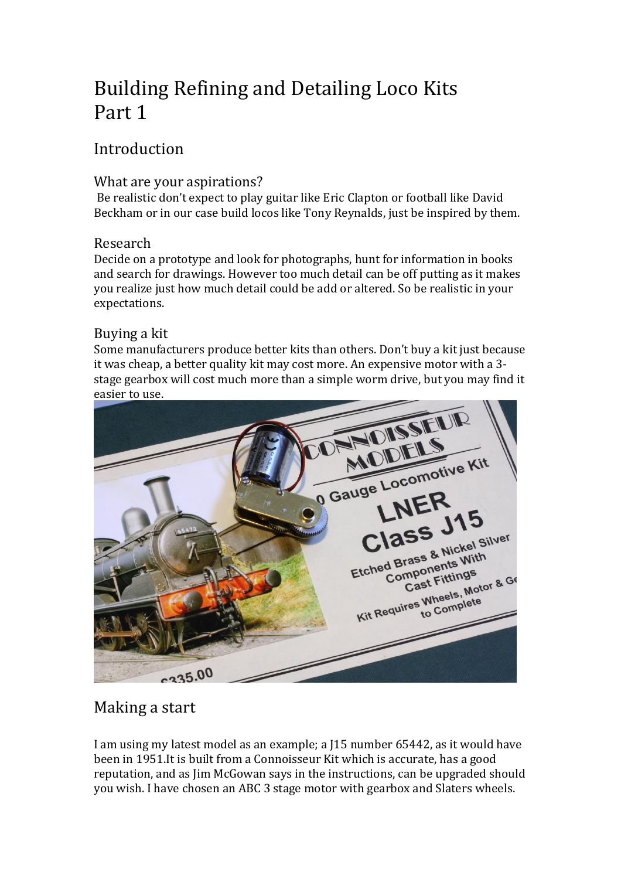# Building Refining and Detailing Loco Kits Part 1

## Introduction

### What are your aspirations?

Be realistic don't expect to play guitar like Eric Clapton or football like David Beckham or in our case build locos like Tony Reynalds, just be inspired by them.

### Research

Decide on a prototype and look for photographs, hunt for information in books and search for drawings. However too much detail can be off putting as it makes you realize just how much detail could be add or altered. So be realistic in your expectations.

### Buying a kit

Some manufacturers produce better kits than others. Don't buy a kit just because it was cheap, a better quality kit may cost more. An expensive motor with a 3-stage gearbox will cost much more than a simple worm drive, but you may find it easier to use.

## Making a start

I am using my latest model as an example; a J15 number 65442, as it would have been in 1951.It is built from a Connoisseur Kit which is accurate, has a good reputation, and as Jim McGowan says in the instructions, can be upgraded should you wish. I have chosen an ABC 3 stage motor with gearbox and Slaters wheels.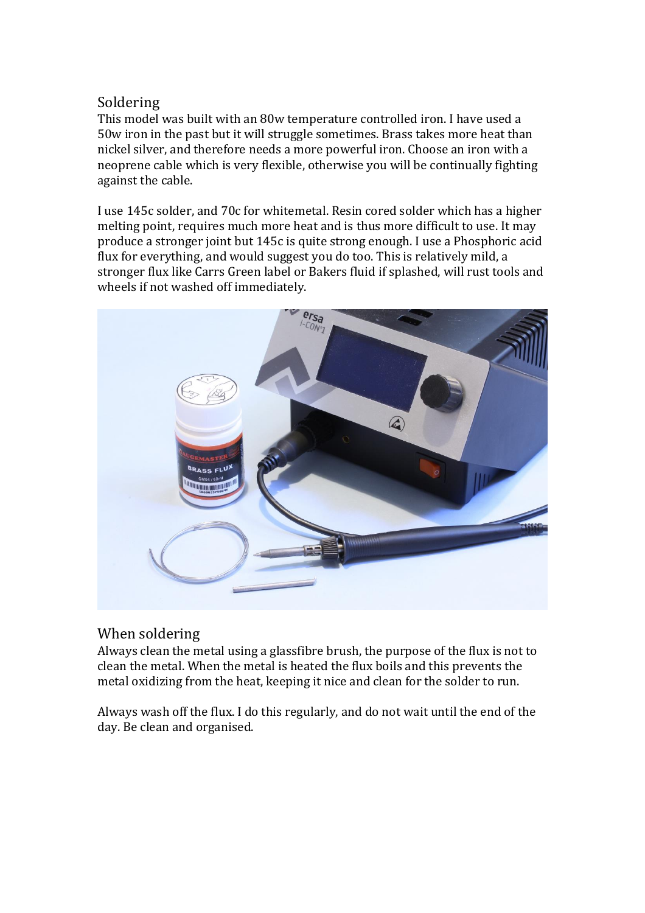## Soldering

This model was built with an 80w temperature controlled iron. I have used a 50w iron in the past but it will struggle sometimes. Brass takes more heat than nickel silver, and therefore needs a more powerful iron. Choose an iron with a neoprene cable which is very flexible, otherwise you will be continually fighting against the cable.

I use 145c solder, and 70c for whitemetal. Resin cored solder which has a higher melting point, requires much more heat and is thus more difficult to use. It may produce a stronger joint but 145c is quite strong enough. I use a Phosphoric acid flux for everything, and would suggest you do too. This is relatively mild, a stronger flux like Carrs Green label or Bakers fluid if splashed, will rust tools and wheels if not washed off immediately.

## When soldering

Always clean the metal using a glassfibre brush, the purpose of the flux is not to clean the metal. When the metal is heated the flux boils and this prevents the metal oxidizing from the heat, keeping it nice and clean for the solder to run.

Always wash off the flux. I do this regularly, and do not wait until the end of the day. Be clean and organised.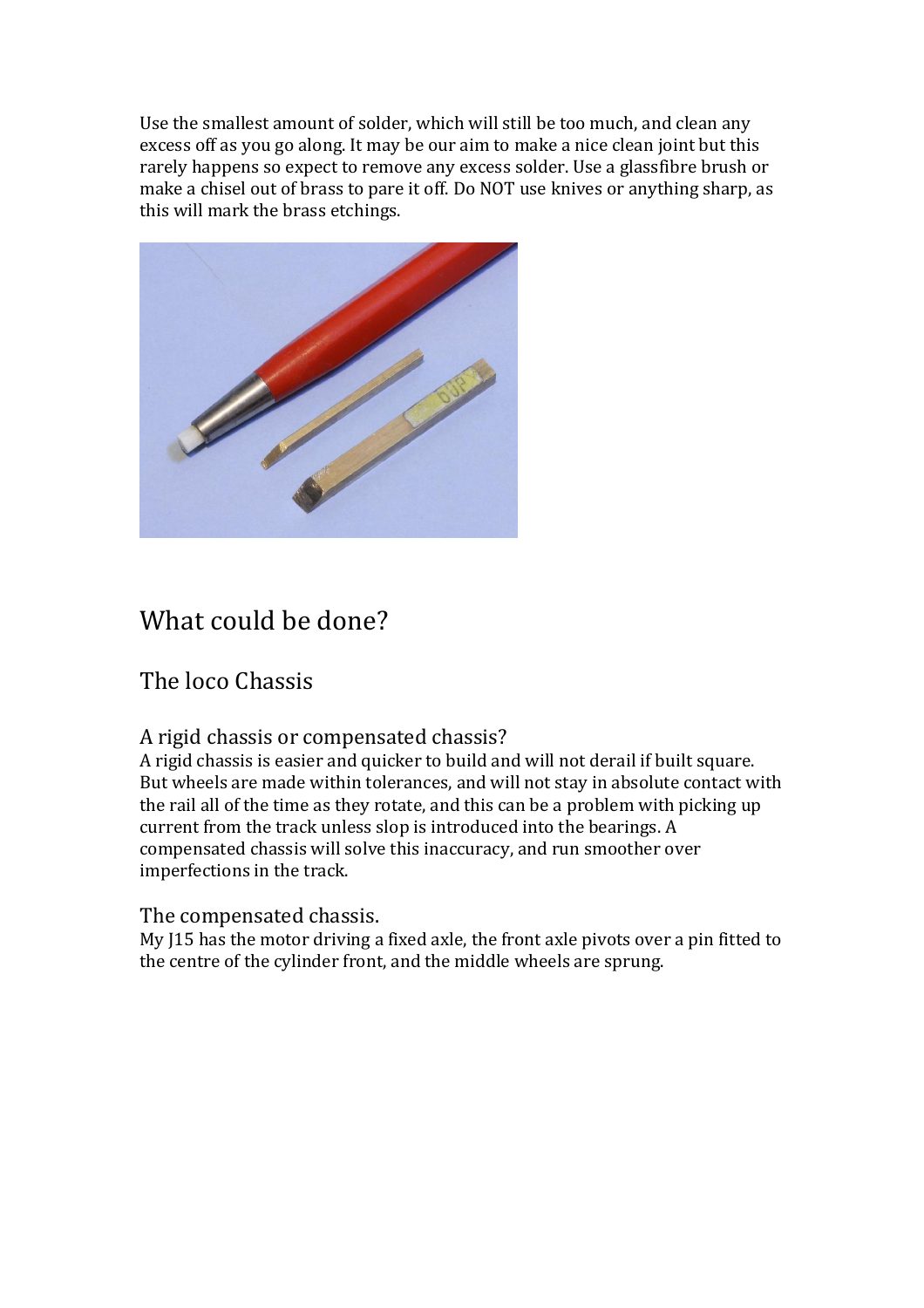Use the smallest amount of solder, which will still be too much, and clean any excess off as you go along. It may be our aim to make a nice clean joint but this rarely happens so expect to remove any excess solder. Use a glassfibre brush or make a chisel out of brass to pare it off. Do NOT use knives or anything sharp, as this will mark the brass etchings.

# What could be done?

## The loco Chassis

### A rigid chassis or compensated chassis?

A rigid chassis is easier and quicker to build and will not derail if built square. But wheels are made within tolerances, and will not stay in absolute contact with the rail all of the time as they rotate, and this can be a problem with picking up current from the track unless slop is introduced into the bearings. A compensated chassis will solve this inaccuracy, and run smoother over imperfections in the track.

### The compensated chassis.

My J15 has the motor driving a fixed axle, the front axle pivots over a pin fitted to the centre of the cylinder front, and the middle wheels are sprung.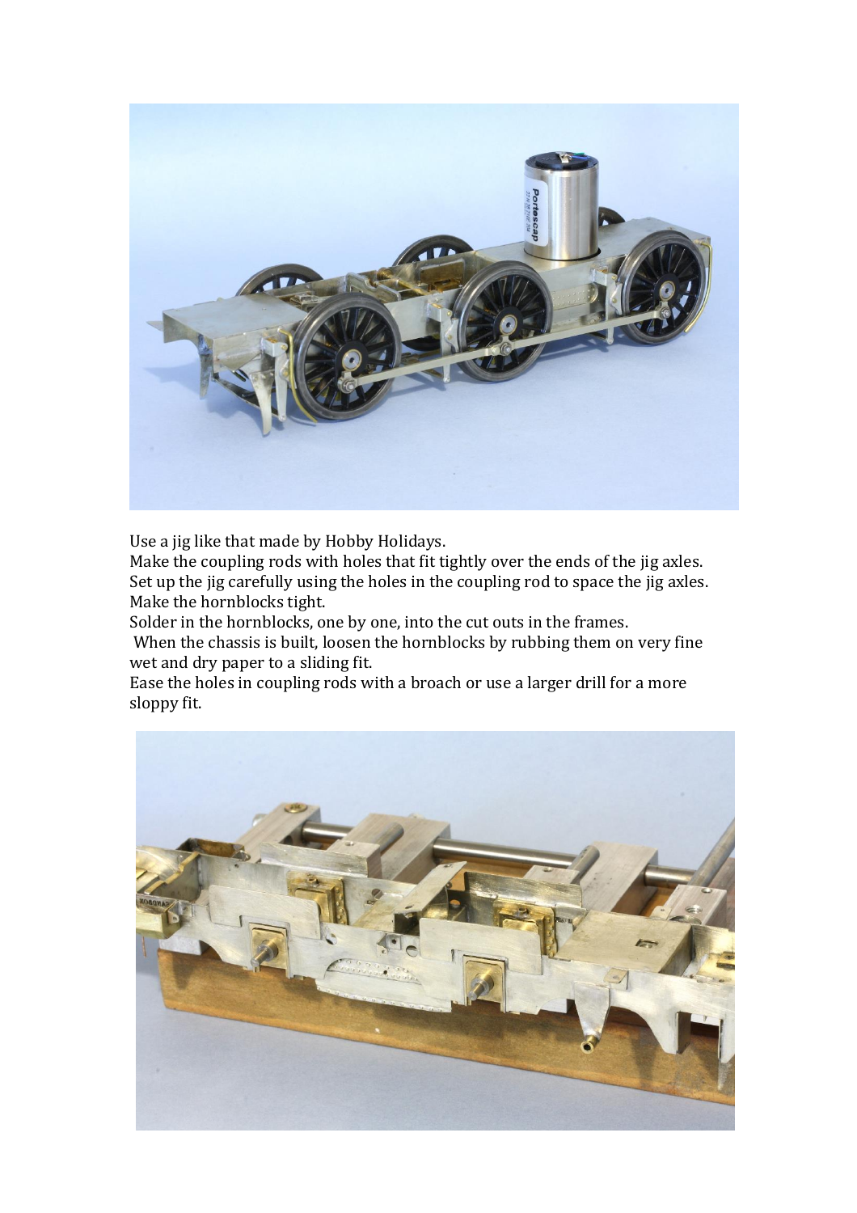Use a jig like that made by Hobby Holidays.
Make the coupling rods with holes that fit tightly over the ends of the jig axles.
Set up the jig carefully using the holes in the coupling rod to space the jig axles.
Make the hornblocks tight.
Solder in the hornblocks, one by one, into the cut outs in the frames.
When the chassis is built, loosen the hornblocks by rubbing them on very fine wet and dry paper to a sliding fit.
Ease the holes in coupling rods with a broach or use a larger drill for a more sloppy fit.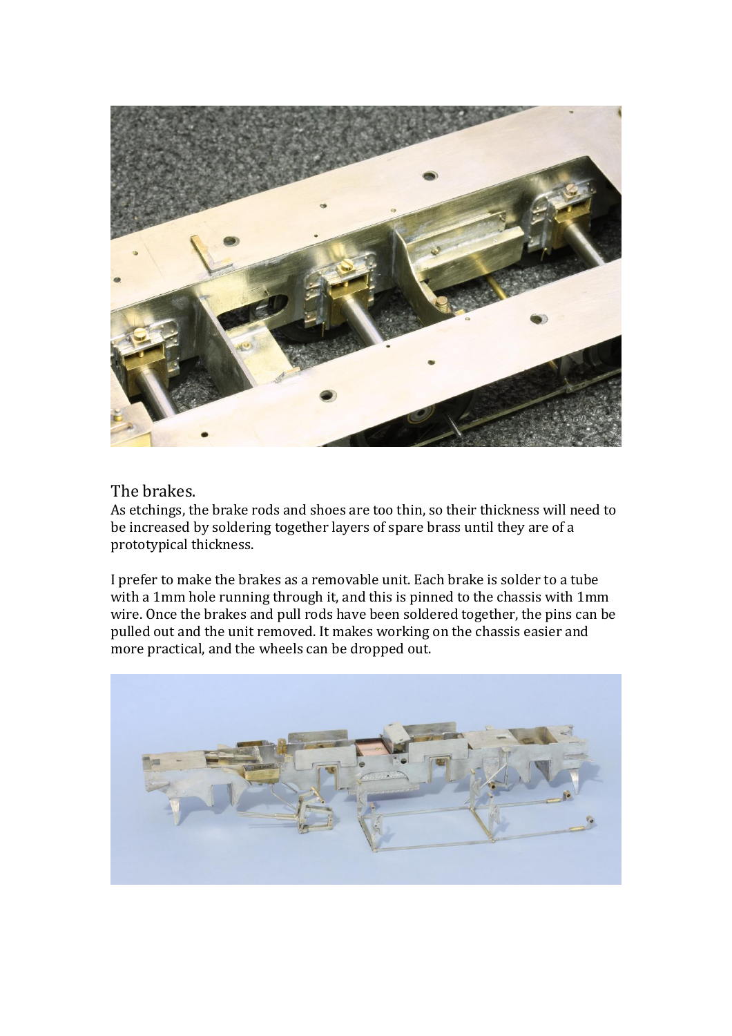## The brakes.

As etchings, the brake rods and shoes are too thin, so their thickness will need to be increased by soldering together layers of spare brass until they are of a prototypical thickness.

I prefer to make the brakes as a removable unit. Each brake is solder to a tube with a 1mm hole running through it, and this is pinned to the chassis with 1mm wire. Once the brakes and pull rods have been soldered together, the pins can be pulled out and the unit removed. It makes working on the chassis easier and more practical, and the wheels can be dropped out.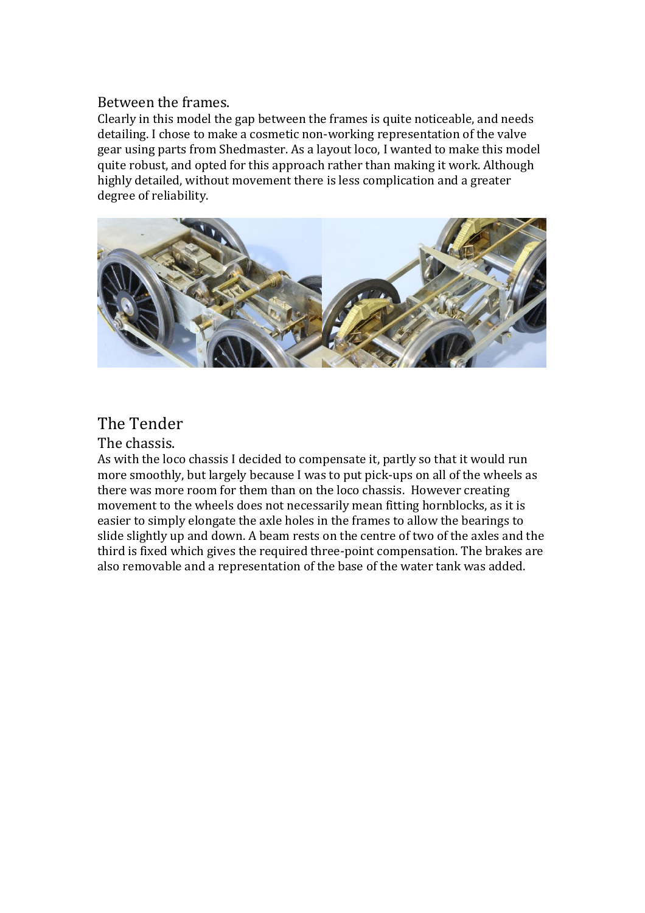### Between the frames.

Clearly in this model the gap between the frames is quite noticeable, and needs detailing. I chose to make a cosmetic non-working representation of the valve gear using parts from Shedmaster. As a layout loco, I wanted to make this model quite robust, and opted for this approach rather than making it work. Although highly detailed, without movement there is less complication and a greater degree of reliability.

## The Tender

### The chassis.

As with the loco chassis I decided to compensate it, partly so that it would run more smoothly, but largely because I was to put pick-ups on all of the wheels as there was more room for them than on the loco chassis. However creating movement to the wheels does not necessarily mean fitting hornblocks, as it is easier to simply elongate the axle holes in the frames to allow the bearings to slide slightly up and down. A beam rests on the centre of two of the axles and the third is fixed which gives the required three-point compensation. The brakes are also removable and a representation of the base of the water tank was added.